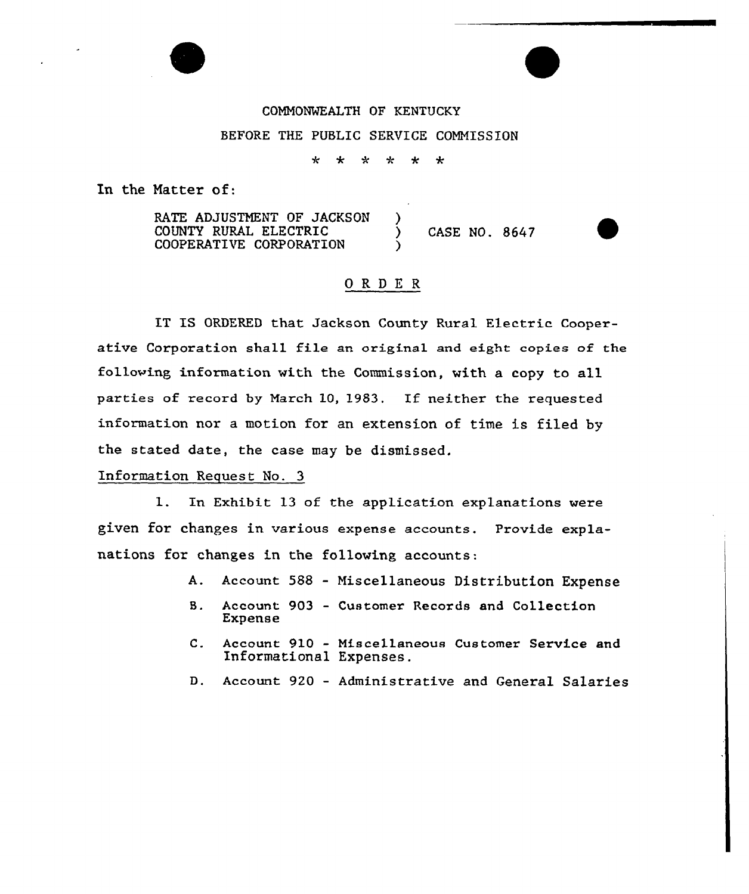COMMONWEALTH OF KENTUCKY

BEFORE THE PUBLIC SERVICE COMMISSION

\* \* \* \* \* \*

In the Matter of:

RATE ADJUSTMENT OF JACKSON COUNTY RURAL ELECTRIC COOPERATIVE CORPORATION ) CASE NO. 8647

## O R D E R

IT IS ORDERED that Jackson County Rural Electric Cooperative Corporation shall file an original and eight copies of the following information with the Commission, with a copy to all parties of record by March 10, 1983. If neither the requested information nor a motion for an extension of time is filed by the stated date, the case may be dismissed.

Information Request No. 3

1. In Exhibit 13 of the application explanations were given for changes in various expense accounts. Provide explanations for changes in the following accounts:

   A. Account 588 - Miscellaneous Distribution Expense

   B. Account 903 - Customer Records and Collection Expense

   C. Account 910 - Miscellaneous Customer Service and Informational Expenses.

   D. Account 920 - Administrative and General Salaries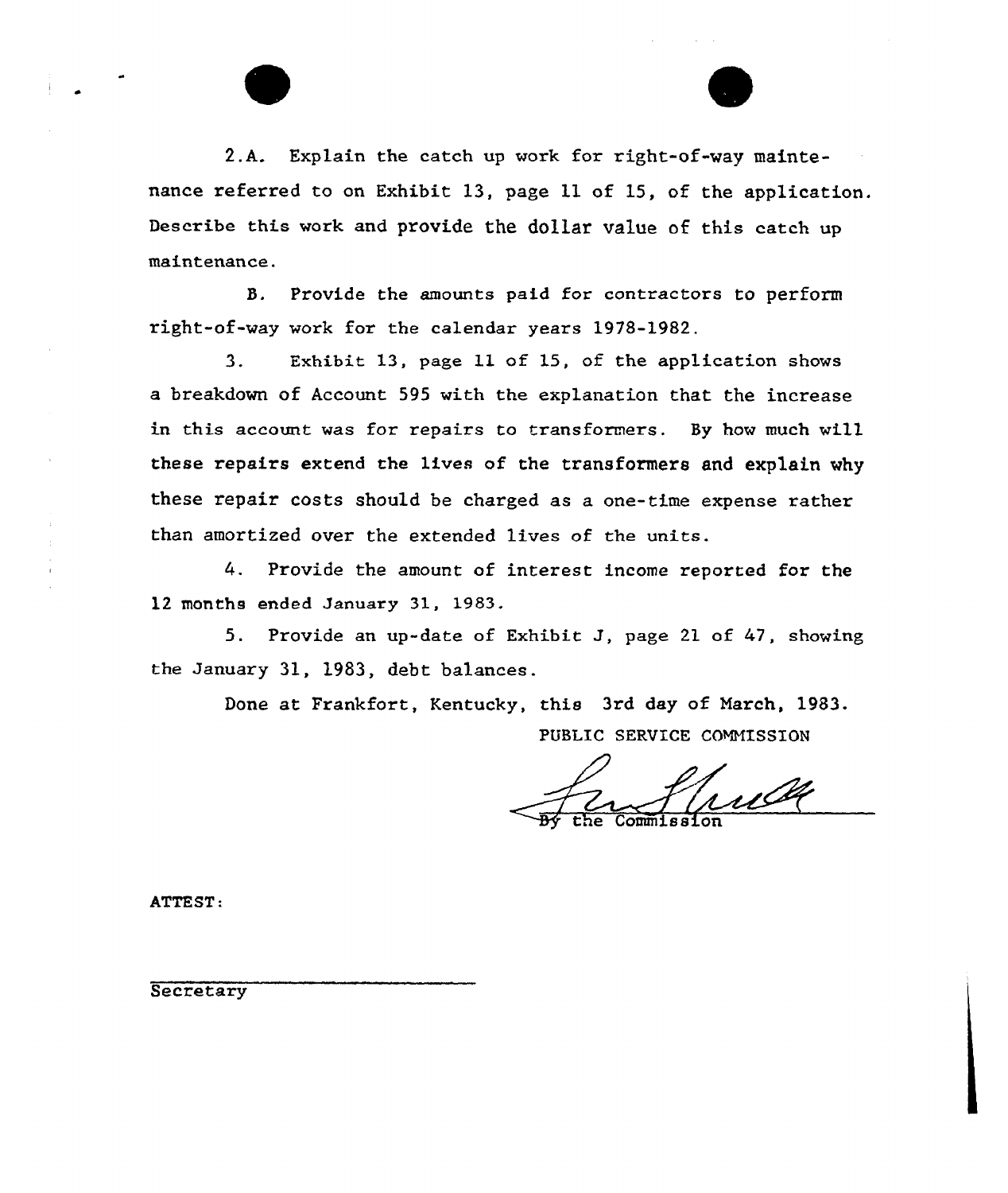2.A. Explain the catch up work for right-of-way maintenance referred to on Exhibit 13, page 11 of 15, of the application. Describe this work and provide the dollar value of this catch up maintenance.

B. Provide the amounts paid for contractors to perform right-of-way work for the calendar years 1978-1982.

3. Exhibit 13, page 11 of 15, of the application shows a breakdown of Account 595 with the explanation that the increase in this account was for repairs to transformers. By how much will these repairs extend the lives of the transformers and explain why these repair costs should be charged as a one-time expense rather than amortized over the extended lives of the units.

4. Provide the amount of interest income reported for the 12 months ended January 31, 1983.

5. Provide an up-date of Exhibit J, page 21 of 47, showing the January 31, 1983, debt balances.

Done at Frankfort, Kentucky, this 3rd day of March, 1983.

PUBLIC SERVICE COMMISSION

By the Commission

ATTEST:

Secretary